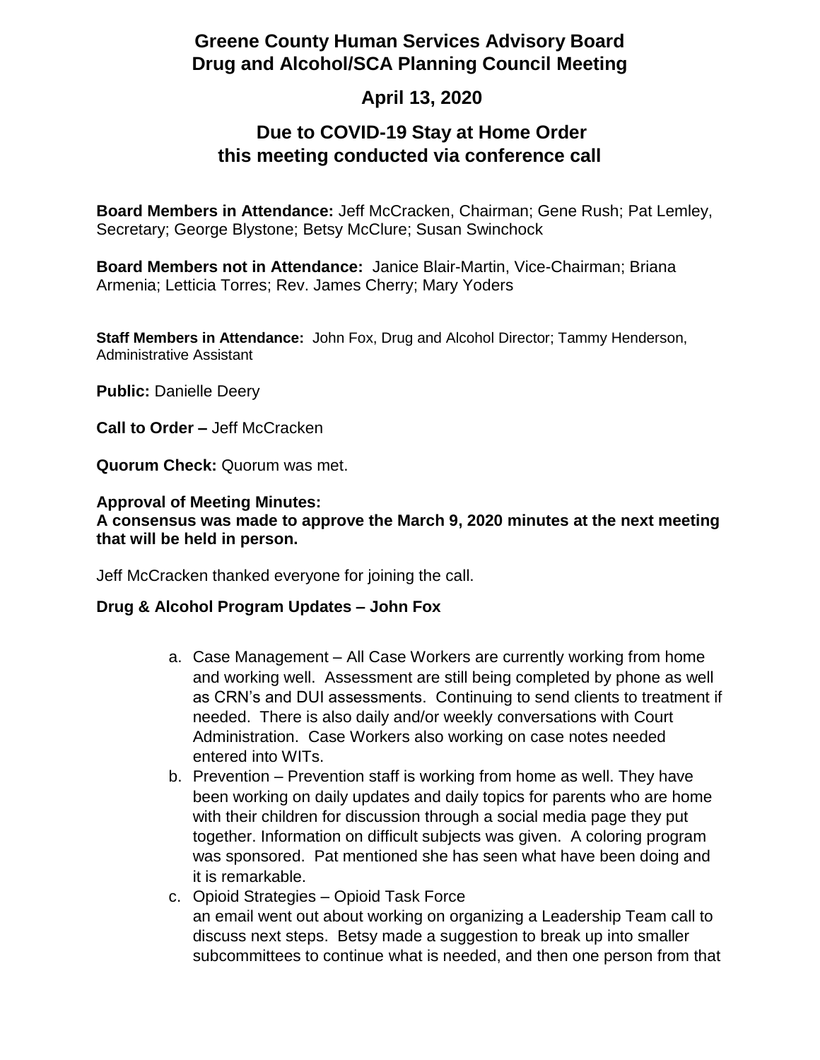# Greene County Human Services Advisory Board
# Drug and Alcohol/SCA Planning Council Meeting

## April 13, 2020

## Due to COVID-19 Stay at Home Order this meeting conducted via conference call

**Board Members in Attendance:** Jeff McCracken, Chairman; Gene Rush; Pat Lemley, Secretary; George Blystone; Betsy McClure; Susan Swinchock

**Board Members not in Attendance:** Janice Blair-Martin, Vice-Chairman; Briana Armenia; Letticia Torres; Rev. James Cherry; Mary Yoders

**Staff Members in Attendance:** John Fox, Drug and Alcohol Director; Tammy Henderson, Administrative Assistant

**Public:** Danielle Deery

**Call to Order –** Jeff McCracken

**Quorum Check:** Quorum was met.

**Approval of Meeting Minutes:**
**A consensus was made to approve the March 9, 2020 minutes at the next meeting that will be held in person.**

Jeff McCracken thanked everyone for joining the call.

**Drug & Alcohol Program Updates – John Fox**

a. Case Management – All Case Workers are currently working from home and working well. Assessment are still being completed by phone as well as CRN's and DUI assessments. Continuing to send clients to treatment if needed. There is also daily and/or weekly conversations with Court Administration. Case Workers also working on case notes needed entered into WITs.
b. Prevention – Prevention staff is working from home as well. They have been working on daily updates and daily topics for parents who are home with their children for discussion through a social media page they put together. Information on difficult subjects was given. A coloring program was sponsored. Pat mentioned she has seen what have been doing and it is remarkable.
c. Opioid Strategies – Opioid Task Force
an email went out about working on organizing a Leadership Team call to discuss next steps. Betsy made a suggestion to break up into smaller subcommittees to continue what is needed, and then one person from that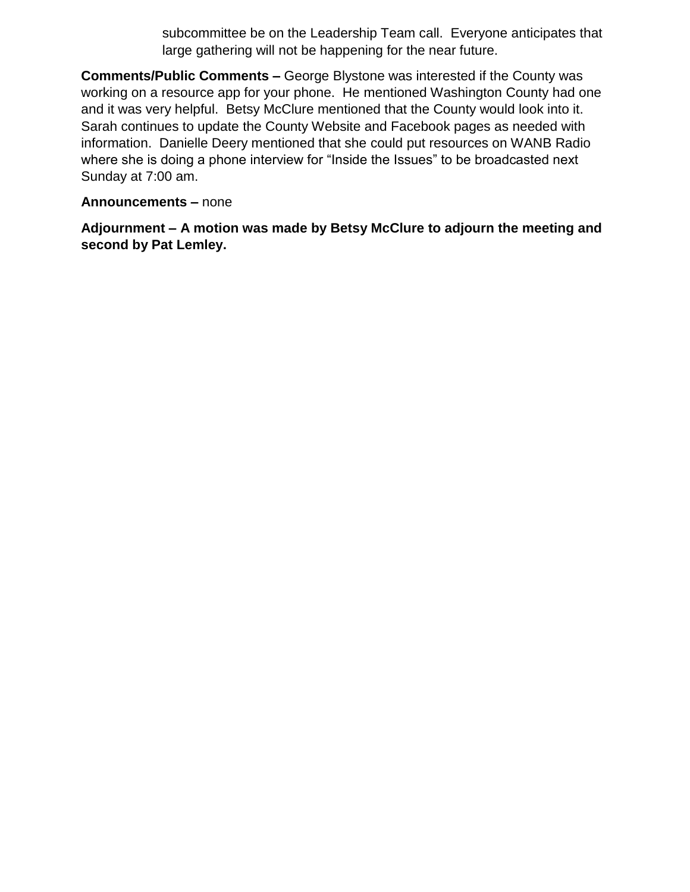subcommittee be on the Leadership Team call. Everyone anticipates that large gathering will not be happening for the near future.

**Comments/Public Comments –** George Blystone was interested if the County was working on a resource app for your phone. He mentioned Washington County had one and it was very helpful. Betsy McClure mentioned that the County would look into it. Sarah continues to update the County Website and Facebook pages as needed with information. Danielle Deery mentioned that she could put resources on WANB Radio where she is doing a phone interview for "Inside the Issues" to be broadcasted next Sunday at 7:00 am.

**Announcements –** none

**Adjournment – A motion was made by Betsy McClure to adjourn the meeting and second by Pat Lemley.**